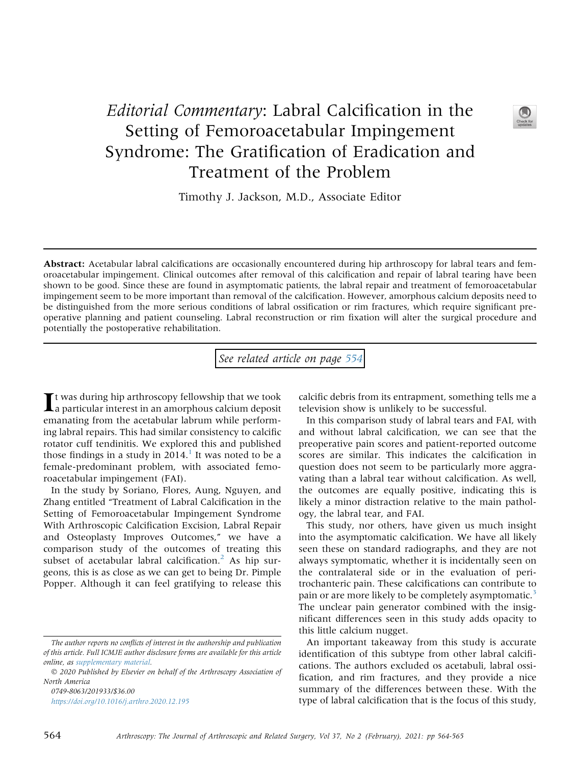# *Editorial Commentary*: Labral Calcification in the Setting of Femoroacetabular Impingement Syndrome: The Gratification of Eradication and Treatment of the Problem

Timothy J. Jackson, M.D., Associate Editor

**Abstract:** Acetabular labral calcifications are occasionally encountered during hip arthroscopy for labral tears and femoroacetabular impingement. Clinical outcomes after removal of this calcification and repair of labral tearing have been shown to be good. Since these are found in asymptomatic patients, the labral repair and treatment of femoroacetabular impingement seem to be more important than removal of the calcification. However, amorphous calcium deposits need to be distinguished from the more serious conditions of labral ossification or rim fractures, which require significant preoperative planning and patient counseling. Labral reconstruction or rim fixation will alter the surgical procedure and potentially the postoperative rehabilitation.

*See related article on page 554*

It was during hip arthroscopy fellowship that we took a particular interest in an amorphous calcium deposit emanating from the acetabular labrum while performing labral repairs. This had similar consistency to calcific rotator cuff tendinitis. We explored this and published those findings in a study in 2014.[1] It was noted to be a female-predominant problem, with associated femoroacetabular impingement (FAI).

In the study by Soriano, Flores, Aung, Nguyen, and Zhang entitled "Treatment of Labral Calcification in the Setting of Femoroacetabular Impingement Syndrome With Arthroscopic Calcification Excision, Labral Repair and Osteoplasty Improves Outcomes," we have a comparison study of the outcomes of treating this subset of acetabular labral calcification.[2] As hip surgeons, this is as close as we can get to being Dr. Pimple Popper. Although it can feel gratifying to release this calcific debris from its entrapment, something tells me a television show is unlikely to be successful.

In this comparison study of labral tears and FAI, with and without labral calcification, we can see that the preoperative pain scores and patient-reported outcome scores are similar. This indicates the calcification in question does not seem to be particularly more aggravating than a labral tear without calcification. As well, the outcomes are equally positive, indicating this is likely a minor distraction relative to the main pathology, the labral tear, and FAI.

This study, nor others, have given us much insight into the asymptomatic calcification. We have all likely seen these on standard radiographs, and they are not always symptomatic, whether it is incidentally seen on the contralateral side or in the evaluation of peritrochanteric pain. These calcifications can contribute to pain or are more likely to be completely asymptomatic.[3] The unclear pain generator combined with the insignificant differences seen in this study adds opacity to this little calcium nugget.

An important takeaway from this study is accurate identification of this subtype from other labral calcifications. The authors excluded os acetabuli, labral ossification, and rim fractures, and they provide a nice summary of the differences between these. With the type of labral calcification that is the focus of this study,

*The author reports no conflicts of interest in the authorship and publication of this article. Full ICMJE author disclosure forms are available for this article online, as supplementary material.*

© 2020 Published by Elsevier on behalf of the Arthroscopy Association of North America

0749-8063/201933/$36.00

https://doi.org/10.1016/j.arthro.2020.12.195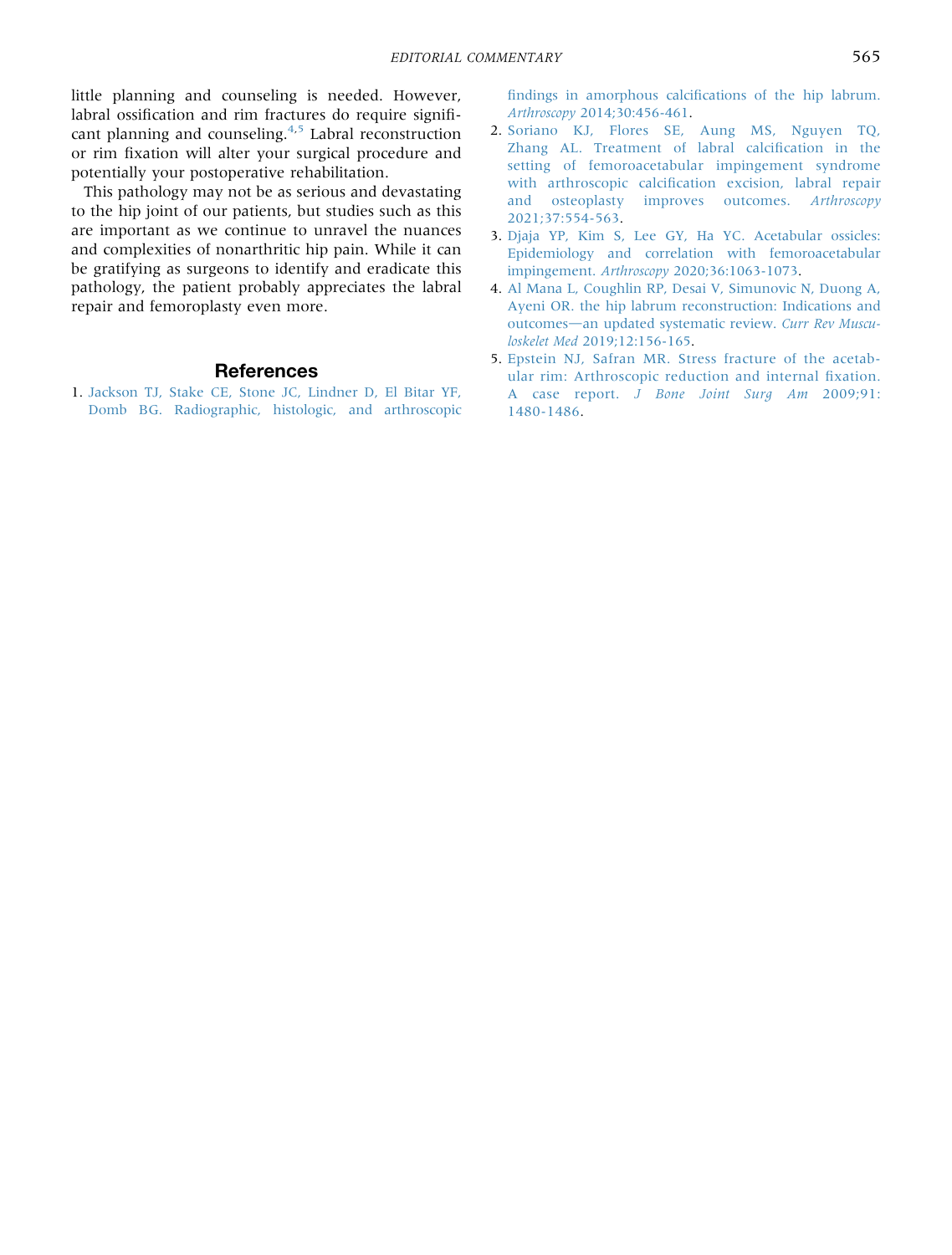little planning and counseling is needed. However, labral ossification and rim fractures do require significant planning and counseling.[4,5] Labral reconstruction or rim fixation will alter your surgical procedure and potentially your postoperative rehabilitation.

This pathology may not be as serious and devastating to the hip joint of our patients, but studies such as this are important as we continue to unravel the nuances and complexities of nonarthritic hip pain. While it can be gratifying as surgeons to identify and eradicate this pathology, the patient probably appreciates the labral repair and femoroplasty even more.

## References

1. Jackson TJ, Stake CE, Stone JC, Lindner D, El Bitar YF, Domb BG. Radiographic, histologic, and arthroscopic findings in amorphous calcifications of the hip labrum. *Arthroscopy* 2014;30:456-461.
2. Soriano KJ, Flores SE, Aung MS, Nguyen TQ, Zhang AL. Treatment of labral calcification in the setting of femoroacetabular impingement syndrome with arthroscopic calcification excision, labral repair and osteoplasty improves outcomes. *Arthroscopy* 2021;37:554-563.
3. Djaja YP, Kim S, Lee GY, Ha YC. Acetabular ossicles: Epidemiology and correlation with femoroacetabular impingement. *Arthroscopy* 2020;36:1063-1073.
4. Al Mana L, Coughlin RP, Desai V, Simunovic N, Duong A, Ayeni OR. the hip labrum reconstruction: Indications and outcomes—an updated systematic review. *Curr Rev Musculoskelet Med* 2019;12:156-165.
5. Epstein NJ, Safran MR. Stress fracture of the acetabular rim: Arthroscopic reduction and internal fixation. A case report. *J Bone Joint Surg Am* 2009;91:1480-1486.